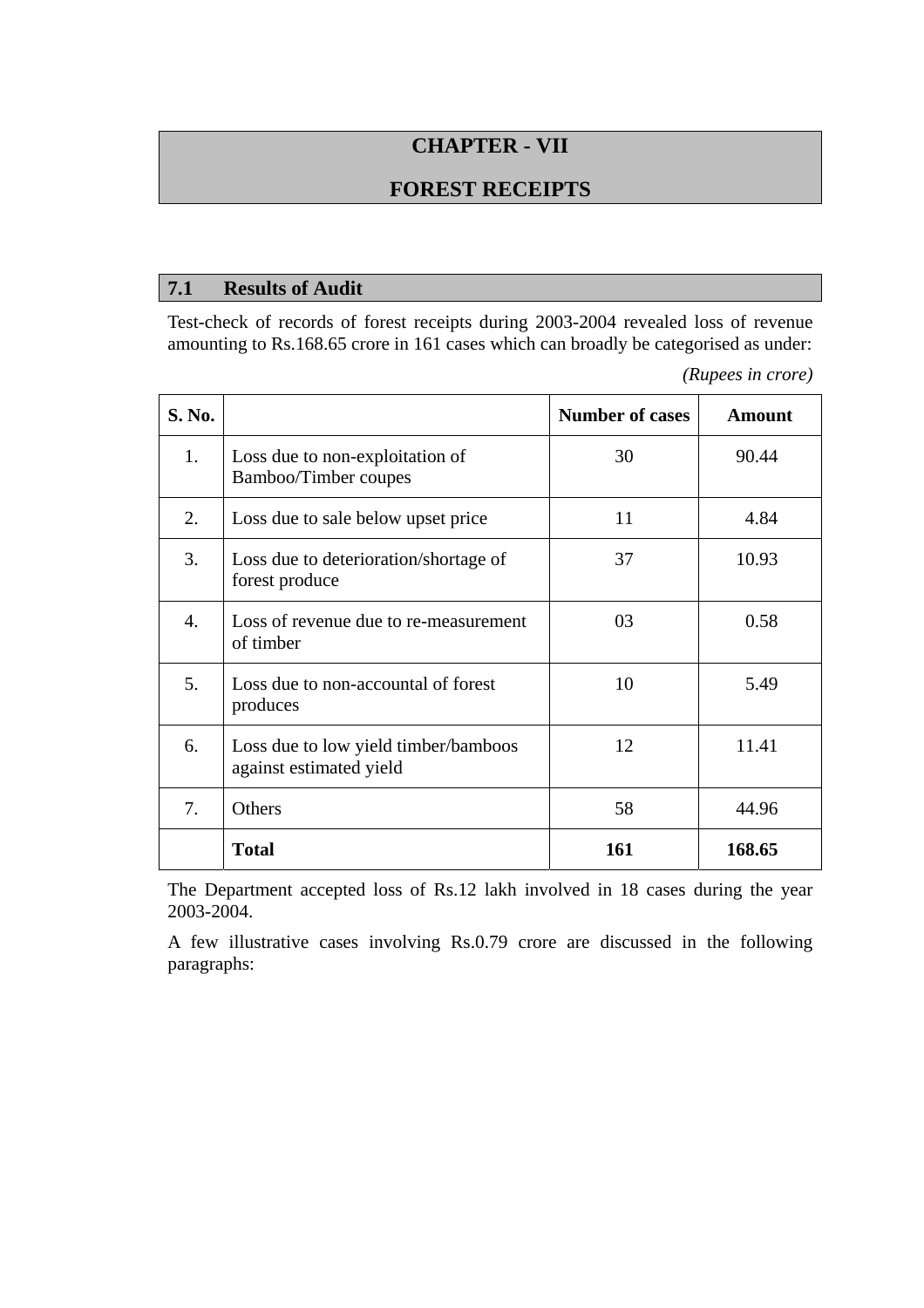# CHAPTER - VII

# FOREST RECEIPTS

## 7.1 Results of Audit

Test-check of records of forest receipts during 2003-2004 revealed loss of revenue amounting to Rs.168.65 crore in 161 cases which can broadly be categorised as under:

*(Rupees in crore)*

| S. No. | | Number of cases | Amount |
|---|---|---|---|
| 1. | Loss due to non-exploitation of Bamboo/Timber coupes | 30 | 90.44 |
| 2. | Loss due to sale below upset price | 11 | 4.84 |
| 3. | Loss due to deterioration/shortage of forest produce | 37 | 10.93 |
| 4. | Loss of revenue due to re-measurement of timber | 03 | 0.58 |
| 5. | Loss due to non-accountal of forest produces | 10 | 5.49 |
| 6. | Loss due to low yield timber/bamboos against estimated yield | 12 | 11.41 |
| 7. | Others | 58 | 44.96 |
| | **Total** | **161** | **168.65** |

The Department accepted loss of Rs.12 lakh involved in 18 cases during the year 2003-2004.

A few illustrative cases involving Rs.0.79 crore are discussed in the following paragraphs: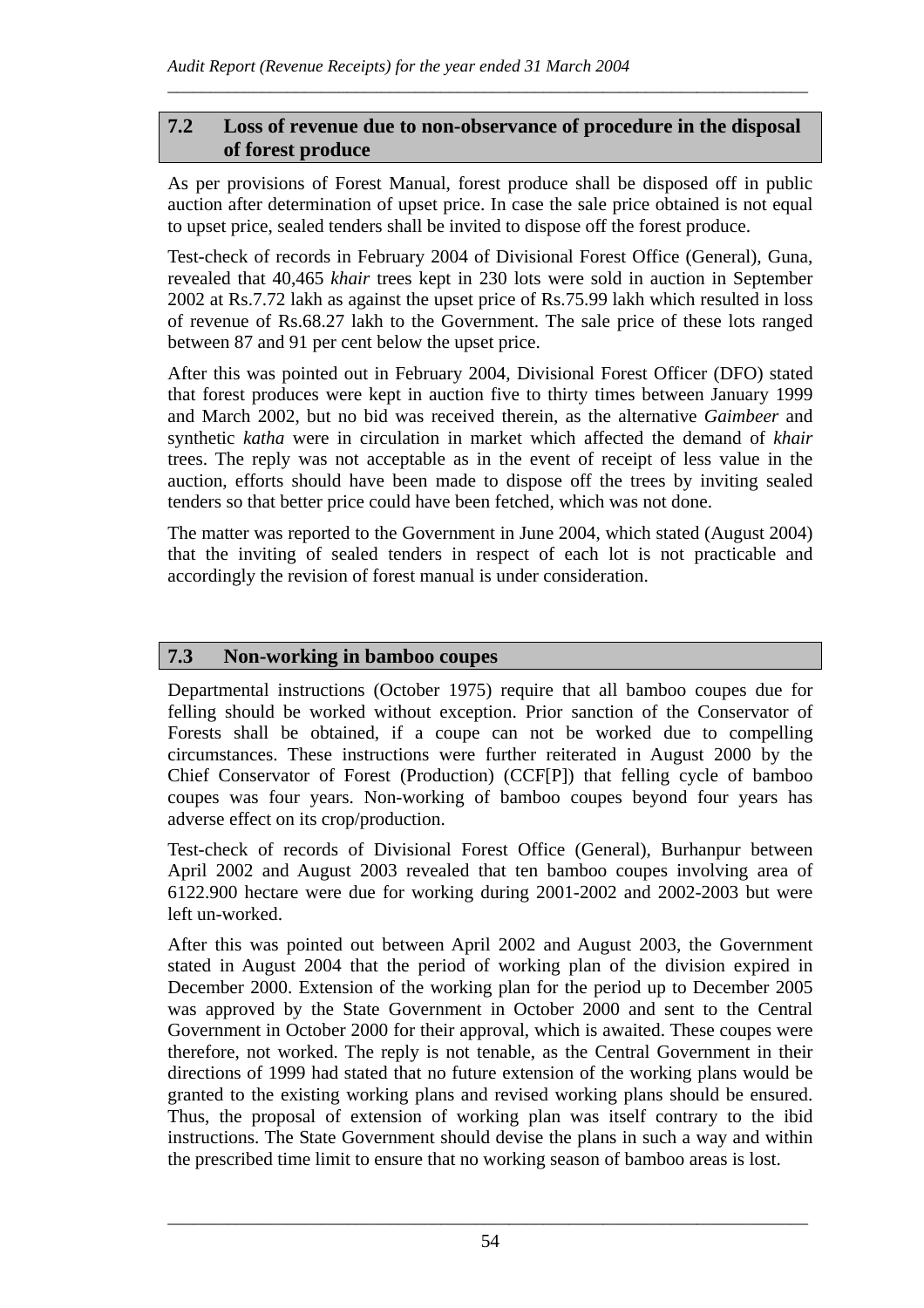## 7.2 Loss of revenue due to non-observance of procedure in the disposal of forest produce

As per provisions of Forest Manual, forest produce shall be disposed off in public auction after determination of upset price. In case the sale price obtained is not equal to upset price, sealed tenders shall be invited to dispose off the forest produce.

Test-check of records in February 2004 of Divisional Forest Office (General), Guna, revealed that 40,465 *khair* trees kept in 230 lots were sold in auction in September 2002 at Rs.7.72 lakh as against the upset price of Rs.75.99 lakh which resulted in loss of revenue of Rs.68.27 lakh to the Government. The sale price of these lots ranged between 87 and 91 per cent below the upset price.

After this was pointed out in February 2004, Divisional Forest Officer (DFO) stated that forest produces were kept in auction five to thirty times between January 1999 and March 2002, but no bid was received therein, as the alternative *Gaimbeer* and synthetic *katha* were in circulation in market which affected the demand of *khair* trees. The reply was not acceptable as in the event of receipt of less value in the auction, efforts should have been made to dispose off the trees by inviting sealed tenders so that better price could have been fetched, which was not done.

The matter was reported to the Government in June 2004, which stated (August 2004) that the inviting of sealed tenders in respect of each lot is not practicable and accordingly the revision of forest manual is under consideration.

## 7.3 Non-working in bamboo coupes

Departmental instructions (October 1975) require that all bamboo coupes due for felling should be worked without exception. Prior sanction of the Conservator of Forests shall be obtained, if a coupe can not be worked due to compelling circumstances. These instructions were further reiterated in August 2000 by the Chief Conservator of Forest (Production) (CCF[P]) that felling cycle of bamboo coupes was four years. Non-working of bamboo coupes beyond four years has adverse effect on its crop/production.

Test-check of records of Divisional Forest Office (General), Burhanpur between April 2002 and August 2003 revealed that ten bamboo coupes involving area of 6122.900 hectare were due for working during 2001-2002 and 2002-2003 but were left un-worked.

After this was pointed out between April 2002 and August 2003, the Government stated in August 2004 that the period of working plan of the division expired in December 2000. Extension of the working plan for the period up to December 2005 was approved by the State Government in October 2000 and sent to the Central Government in October 2000 for their approval, which is awaited. These coupes were therefore, not worked. The reply is not tenable, as the Central Government in their directions of 1999 had stated that no future extension of the working plans would be granted to the existing working plans and revised working plans should be ensured. Thus, the proposal of extension of working plan was itself contrary to the ibid instructions. The State Government should devise the plans in such a way and within the prescribed time limit to ensure that no working season of bamboo areas is lost.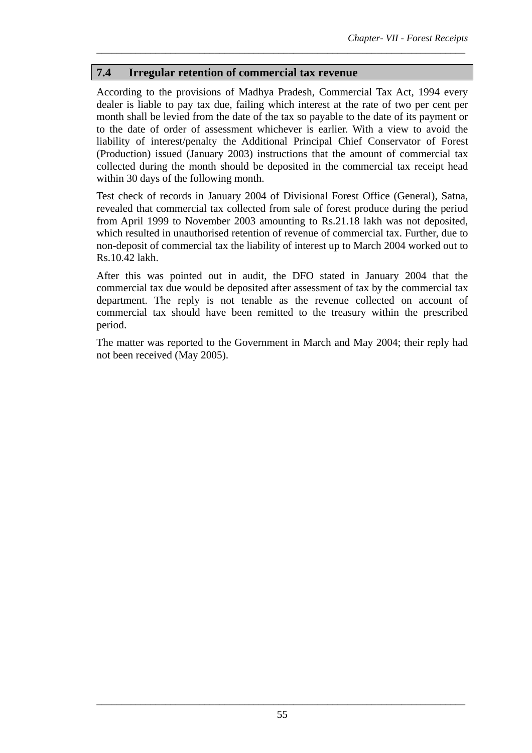## 7.4 Irregular retention of commercial tax revenue

According to the provisions of Madhya Pradesh, Commercial Tax Act, 1994 every dealer is liable to pay tax due, failing which interest at the rate of two per cent per month shall be levied from the date of the tax so payable to the date of its payment or to the date of order of assessment whichever is earlier. With a view to avoid the liability of interest/penalty the Additional Principal Chief Conservator of Forest (Production) issued (January 2003) instructions that the amount of commercial tax collected during the month should be deposited in the commercial tax receipt head within 30 days of the following month.

Test check of records in January 2004 of Divisional Forest Office (General), Satna, revealed that commercial tax collected from sale of forest produce during the period from April 1999 to November 2003 amounting to Rs.21.18 lakh was not deposited, which resulted in unauthorised retention of revenue of commercial tax. Further, due to non-deposit of commercial tax the liability of interest up to March 2004 worked out to Rs.10.42 lakh.

After this was pointed out in audit, the DFO stated in January 2004 that the commercial tax due would be deposited after assessment of tax by the commercial tax department. The reply is not tenable as the revenue collected on account of commercial tax should have been remitted to the treasury within the prescribed period.

The matter was reported to the Government in March and May 2004; their reply had not been received (May 2005).